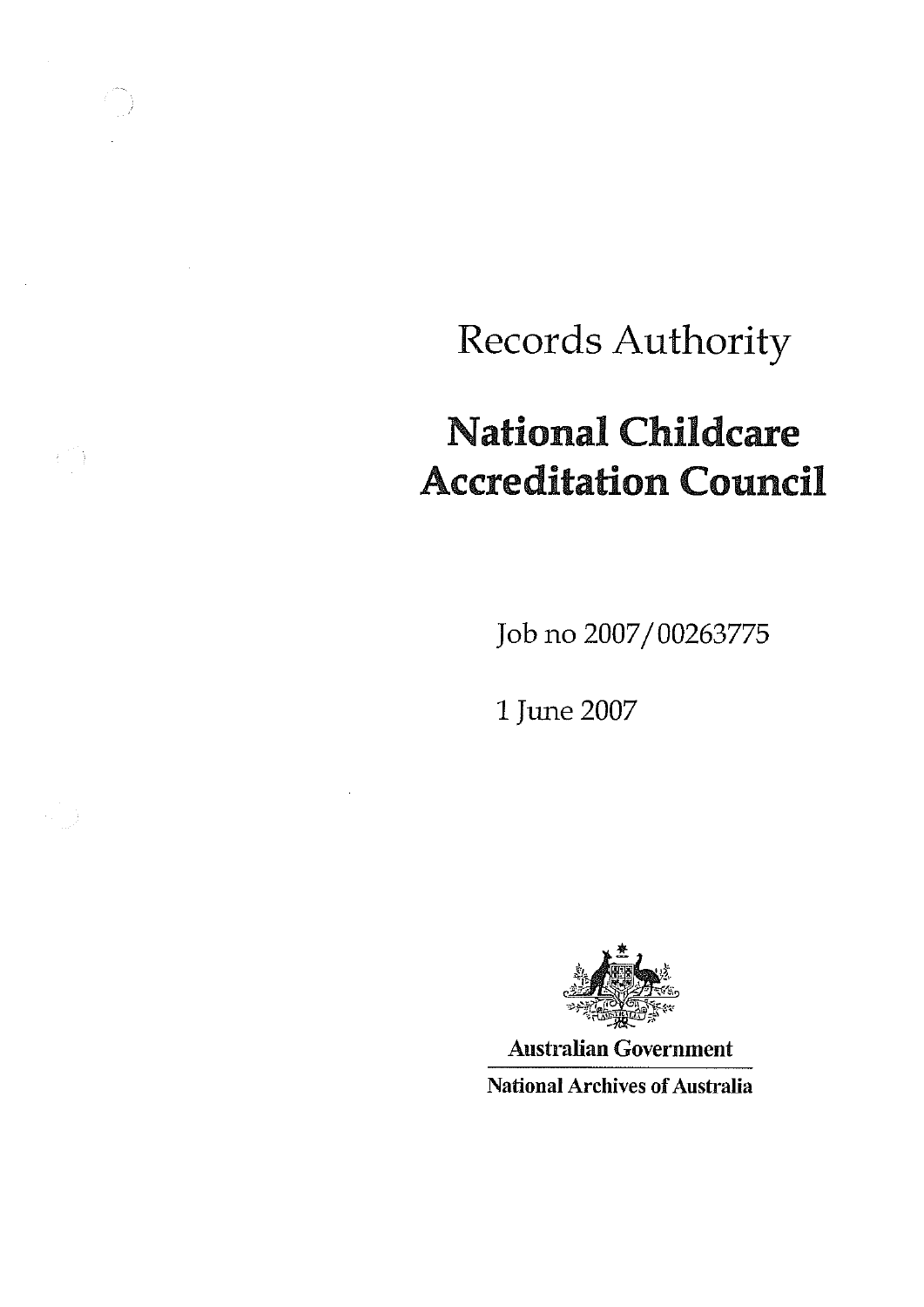Records Authority

# National Childcare Accreditation Council

Job no 2007/00263775

1 June 2007

**Australian Government**

**National Archives of Australia**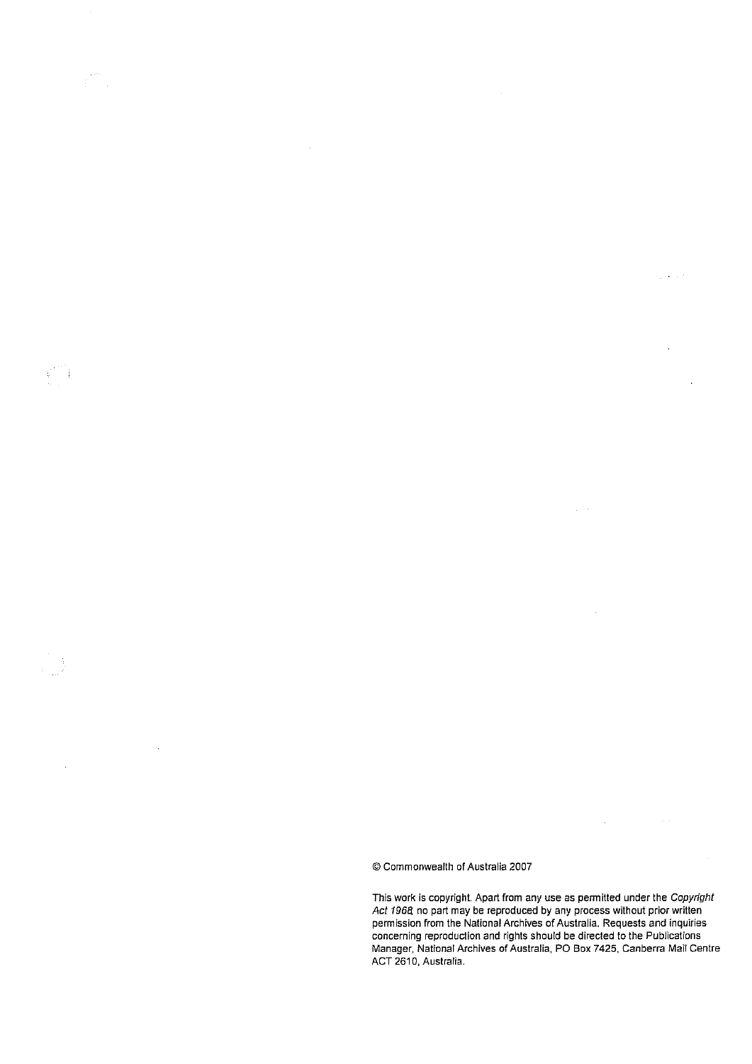© Commonwealth of Australia 2007

This work is copyright. Apart from any use as permitted under the *Copyright Act 1968*, no part may be reproduced by any process without prior written permission from the National Archives of Australia. Requests and inquiries concerning reproduction and rights should be directed to the Publications Manager, National Archives of Australia, PO Box 7425, Canberra Mail Centre ACT 2610, Australia.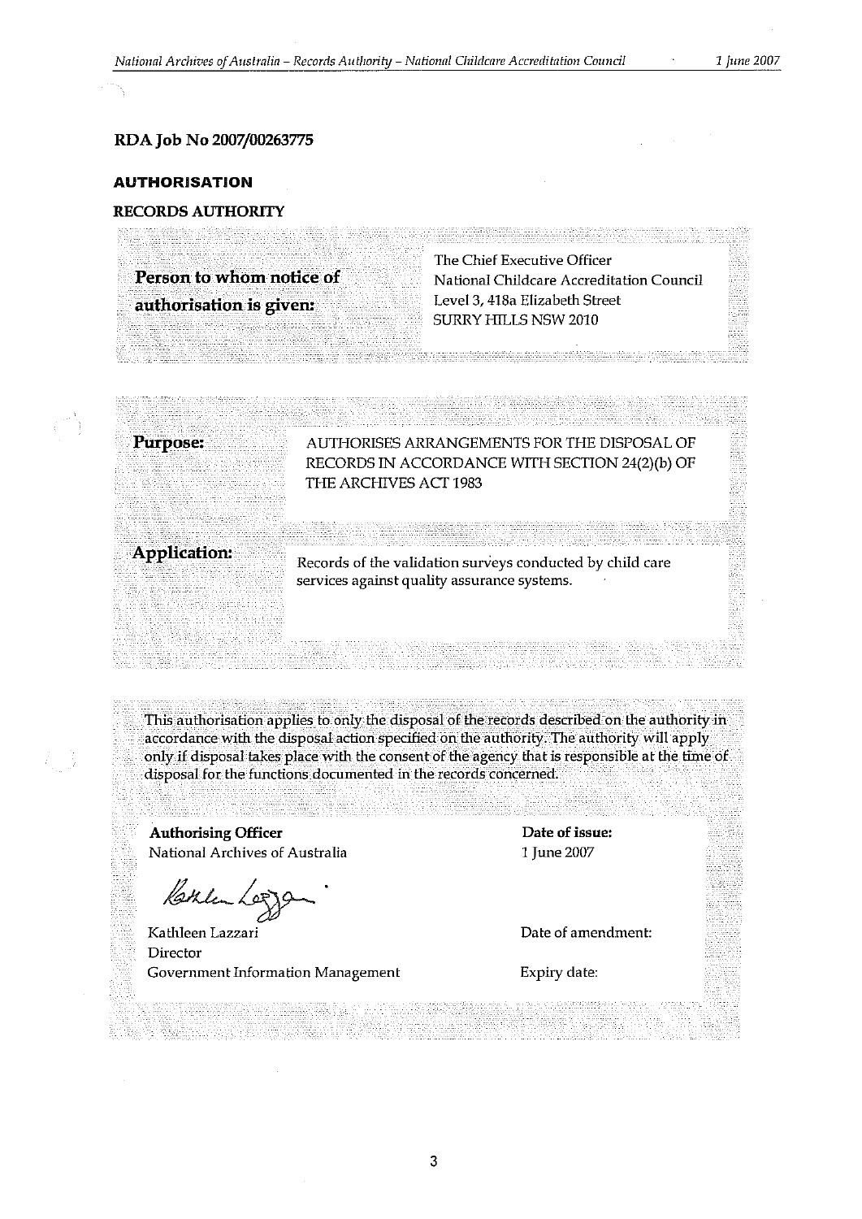**RDA Job No 2007/00263775**

## AUTHORISATION

**RECORDS AUTHORITY**

| **Person to whom notice of authorisation is given:** | The Chief Executive Officer<br>National Childcare Accreditation Council<br>Level 3, 418a Elizabeth Street<br>SURRY HILLS NSW 2010 |
| --- | --- |

| **Purpose:** | AUTHORISES ARRANGEMENTS FOR THE DISPOSAL OF RECORDS IN ACCORDANCE WITH SECTION 24(2)(b) OF THE ARCHIVES ACT 1983 |
| --- | --- |
| **Application:** | Records of the validation surveys conducted by child care services against quality assurance systems. |

This authorisation applies to only the disposal of the records described on the authority in accordance with the disposal action specified on the authority. The authority will apply only if disposal takes place with the consent of the agency that is responsible at the time of disposal for the functions documented in the records concerned.

| **Authorising Officer**<br>National Archives of Australia | **Date of issue:**<br>1 June 2007 |
| --- | --- |
| Kathleen Lazzari<br>Director<br>Government Information Management | Date of amendment:<br><br>Expiry date: |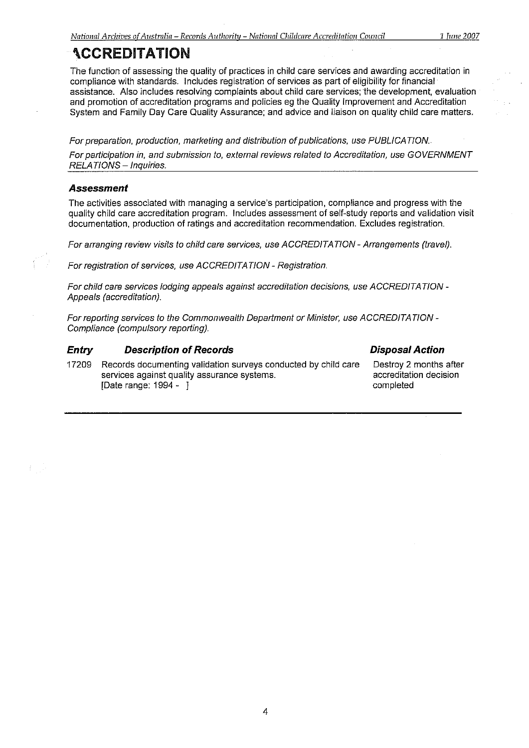# ACCREDITATION

The function of assessing the quality of practices in child care services and awarding accreditation in compliance with standards. Includes registration of services as part of eligibility for financial assistance. Also includes resolving complaints about child care services; the development, evaluation and promotion of accreditation programs and policies eg the Quality Improvement and Accreditation System and Family Day Care Quality Assurance; and advice and liaison on quality child care matters.

*For preparation, production, marketing and distribution of publications, use PUBLICATION.*

*For participation in, and submission to, external reviews related to Accreditation, use GOVERNMENT RELATIONS – Inquiries.*

### *Assessment*

The activities associated with managing a service's participation, compliance and progress with the quality child care accreditation program. Includes assessment of self-study reports and validation visit documentation, production of ratings and accreditation recommendation. Excludes registration.

*For arranging review visits to child care services, use ACCREDITATION - Arrangements (travel).*

*For registration of services, use ACCREDITATION - Registration.*

*For child care services lodging appeals against accreditation decisions, use ACCREDITATION - Appeals (accreditation).*

*For reporting services to the Commonwealth Department or Minister, use ACCREDITATION - Compliance (compulsory reporting).*

| *Entry* | *Description of Records* | *Disposal Action* |
|---|---|---|
| 17209 | Records documenting validation surveys conducted by child care services against quality assurance systems. [Date range: 1994 - ] | Destroy 2 months after accreditation decision completed |